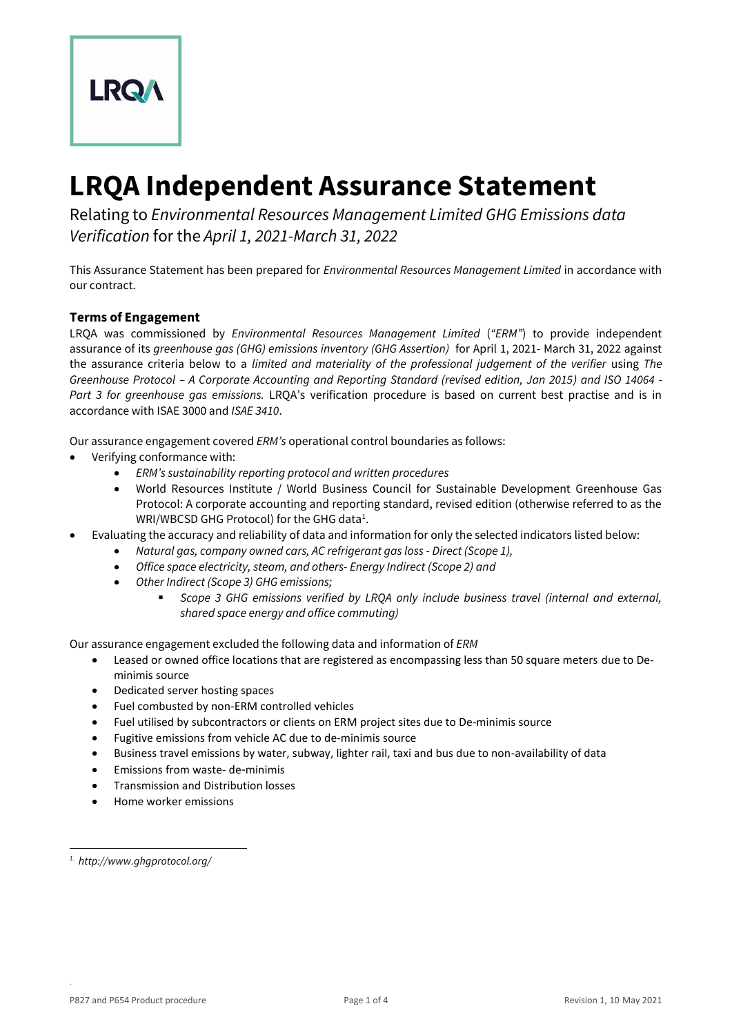# LRQA Independent Assurance Statement

Relating to *Environmental Resources Management Limited GHG Emissions data Verification* for the *April 1, 2021-March 31, 2022*

This Assurance Statement has been prepared for *Environmental Resources Management Limited* in accordance with our contract.

## Terms of Engagement

LRQA was commissioned by *Environmental Resources Management Limited* (*"ERM"*) to provide independent assurance of its *greenhouse gas (GHG) emissions inventory (GHG Assertion)* for April 1, 2021- March 31, 2022 against the assurance criteria below to a *limited and materiality of the professional judgement of the verifier* using *The Greenhouse Protocol – A Corporate Accounting and Reporting Standard (revised edition, Jan 2015) and ISO 14064 - Part 3 for greenhouse gas emissions.* LRQA's verification procedure is based on current best practise and is in accordance with ISAE 3000 and *ISAE 3410*.

Our assurance engagement covered *ERM's* operational control boundaries as follows:

- Verifying conformance with:
  - *ERM's sustainability reporting protocol and written procedures*
  - World Resources Institute / World Business Council for Sustainable Development Greenhouse Gas Protocol: A corporate accounting and reporting standard, revised edition (otherwise referred to as the WRI/WBCSD GHG Protocol) for the GHG data[1].
- Evaluating the accuracy and reliability of data and information for only the selected indicators listed below:
  - *Natural gas, company owned cars, AC refrigerant gas loss - Direct (Scope 1),*
  - *Office space electricity, steam, and others- Energy Indirect (Scope 2) and*
  - *Other Indirect (Scope 3) GHG emissions;*
    - *Scope 3 GHG emissions verified by LRQA only include business travel (internal and external, shared space energy and office commuting)*

Our assurance engagement excluded the following data and information of *ERM*

- Leased or owned office locations that are registered as encompassing less than 50 square meters due to De-minimis source
- Dedicated server hosting spaces
- Fuel combusted by non-ERM controlled vehicles
- Fuel utilised by subcontractors or clients on ERM project sites due to De-minimis source
- Fugitive emissions from vehicle AC due to de-minimis source
- Business travel emissions by water, subway, lighter rail, taxi and bus due to non-availability of data
- Emissions from waste- de-minimis
- Transmission and Distribution losses
- Home worker emissions

---

[1] *http://www.ghgprotocol.org/*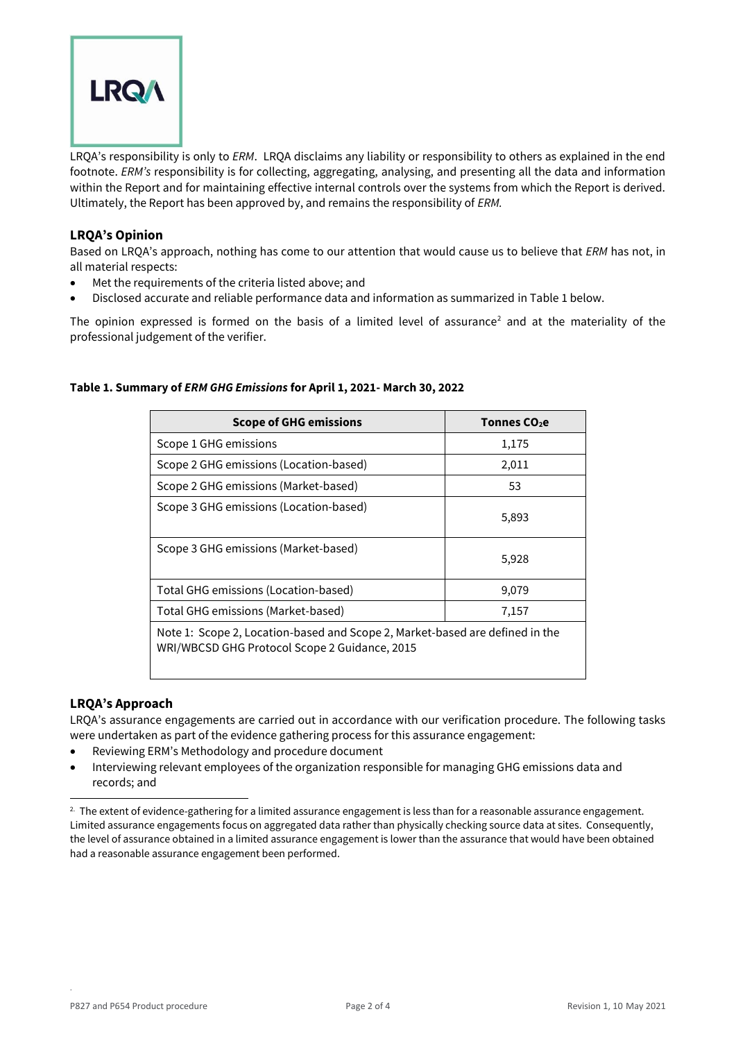LRQA's responsibility is only to *ERM*. LRQA disclaims any liability or responsibility to others as explained in the end footnote. *ERM's* responsibility is for collecting, aggregating, analysing, and presenting all the data and information within the Report and for maintaining effective internal controls over the systems from which the Report is derived. Ultimately, the Report has been approved by, and remains the responsibility of *ERM.*

### LRQA's Opinion

Based on LRQA's approach, nothing has come to our attention that would cause us to believe that *ERM* has not, in all material respects:

- Met the requirements of the criteria listed above; and
- Disclosed accurate and reliable performance data and information as summarized in Table 1 below.

The opinion expressed is formed on the basis of a limited level of assurance[2] and at the materiality of the professional judgement of the verifier.

**Table 1. Summary of *ERM GHG Emissions* for April 1, 2021- March 30, 2022**

| Scope of GHG emissions | Tonnes $CO_2$e |
|---|---|
| Scope 1 GHG emissions | 1,175 |
| Scope 2 GHG emissions (Location-based) | 2,011 |
| Scope 2 GHG emissions (Market-based) | 53 |
| Scope 3 GHG emissions (Location-based) | 5,893 |
| Scope 3 GHG emissions (Market-based) | 5,928 |
| Total GHG emissions (Location-based) | 9,079 |
| Total GHG emissions (Market-based) | 7,157 |
| Note 1: Scope 2, Location-based and Scope 2, Market-based are defined in the WRI/WBCSD GHG Protocol Scope 2 Guidance, 2015 | |

### LRQA's Approach

LRQA's assurance engagements are carried out in accordance with our verification procedure. The following tasks were undertaken as part of the evidence gathering process for this assurance engagement:

- Reviewing ERM's Methodology and procedure document
- Interviewing relevant employees of the organization responsible for managing GHG emissions data and records; and

[2] The extent of evidence-gathering for a limited assurance engagement is less than for a reasonable assurance engagement. Limited assurance engagements focus on aggregated data rather than physically checking source data at sites. Consequently, the level of assurance obtained in a limited assurance engagement is lower than the assurance that would have been obtained had a reasonable assurance engagement been performed.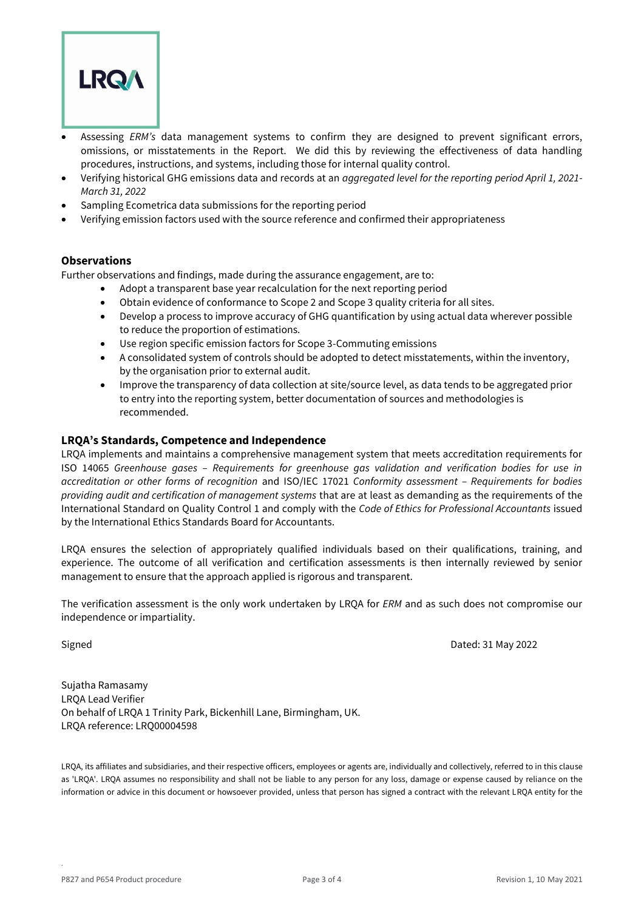- Assessing *ERM's* data management systems to confirm they are designed to prevent significant errors, omissions, or misstatements in the Report. We did this by reviewing the effectiveness of data handling procedures, instructions, and systems, including those for internal quality control.
- Verifying historical GHG emissions data and records at an *aggregated level for the reporting period April 1, 2021-March 31, 2022*
- Sampling Ecometrica data submissions for the reporting period
- Verifying emission factors used with the source reference and confirmed their appropriateness

## Observations

Further observations and findings, made during the assurance engagement, are to:

- Adopt a transparent base year recalculation for the next reporting period
- Obtain evidence of conformance to Scope 2 and Scope 3 quality criteria for all sites.
- Develop a process to improve accuracy of GHG quantification by using actual data wherever possible to reduce the proportion of estimations.
- Use region specific emission factors for Scope 3-Commuting emissions
- A consolidated system of controls should be adopted to detect misstatements, within the inventory, by the organisation prior to external audit.
- Improve the transparency of data collection at site/source level, as data tends to be aggregated prior to entry into the reporting system, better documentation of sources and methodologies is recommended.

## LRQA's Standards, Competence and Independence

LRQA implements and maintains a comprehensive management system that meets accreditation requirements for ISO 14065 *Greenhouse gases – Requirements for greenhouse gas validation and verification bodies for use in accreditation or other forms of recognition* and ISO/IEC 17021 *Conformity assessment – Requirements for bodies providing audit and certification of management systems* that are at least as demanding as the requirements of the International Standard on Quality Control 1 and comply with the *Code of Ethics for Professional Accountants* issued by the International Ethics Standards Board for Accountants.

LRQA ensures the selection of appropriately qualified individuals based on their qualifications, training, and experience. The outcome of all verification and certification assessments is then internally reviewed by senior management to ensure that the approach applied is rigorous and transparent.

The verification assessment is the only work undertaken by LRQA for *ERM* and as such does not compromise our independence or impartiality.

Signed

Dated: 31 May 2022

Sujatha Ramasamy
LRQA Lead Verifier
On behalf of LRQA 1 Trinity Park, Bickenhill Lane, Birmingham, UK.
LRQA reference: LRQ00004598

LRQA, its affiliates and subsidiaries, and their respective officers, employees or agents are, individually and collectively, referred to in this clause as 'LRQA'. LRQA assumes no responsibility and shall not be liable to any person for any loss, damage or expense caused by reliance on the information or advice in this document or howsoever provided, unless that person has signed a contract with the relevant LRQA entity for the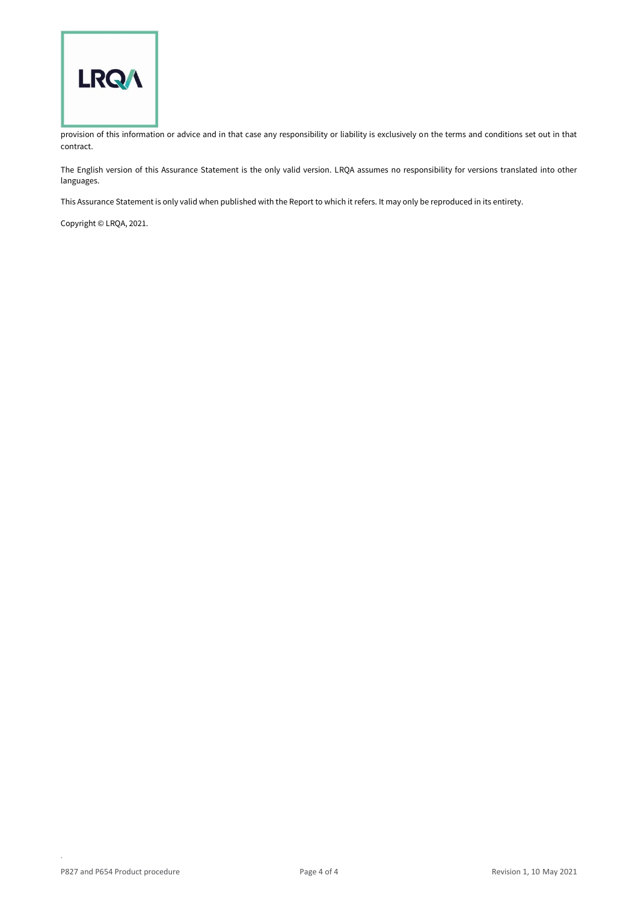provision of this information or advice and in that case any responsibility or liability is exclusively on the terms and conditions set out in that contract.

The English version of this Assurance Statement is the only valid version. LRQA assumes no responsibility for versions translated into other languages.

This Assurance Statement is only valid when published with the Report to which it refers. It may only be reproduced in its entirety.

Copyright © LRQA, 2021.